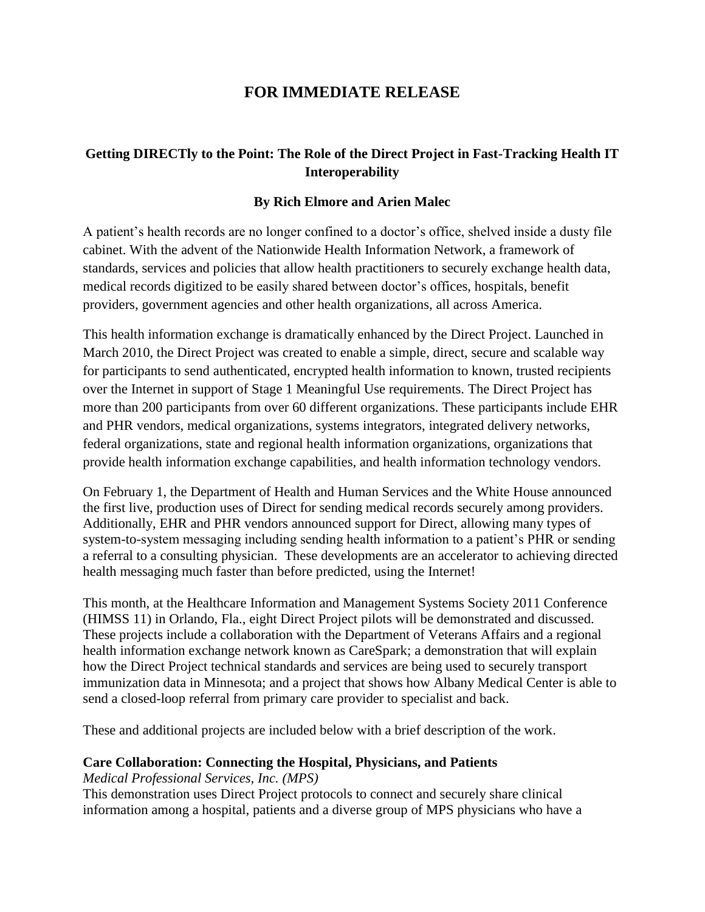# FOR IMMEDIATE RELEASE

## Getting DIRECTly to the Point: The Role of the Direct Project in Fast-Tracking Health IT Interoperability

**By Rich Elmore and Arien Malec**

A patient's health records are no longer confined to a doctor's office, shelved inside a dusty file cabinet. With the advent of the Nationwide Health Information Network, a framework of standards, services and policies that allow health practitioners to securely exchange health data, medical records digitized to be easily shared between doctor's offices, hospitals, benefit providers, government agencies and other health organizations, all across America.

This health information exchange is dramatically enhanced by the Direct Project. Launched in March 2010, the Direct Project was created to enable a simple, direct, secure and scalable way for participants to send authenticated, encrypted health information to known, trusted recipients over the Internet in support of Stage 1 Meaningful Use requirements. The Direct Project has more than 200 participants from over 60 different organizations. These participants include EHR and PHR vendors, medical organizations, systems integrators, integrated delivery networks, federal organizations, state and regional health information organizations, organizations that provide health information exchange capabilities, and health information technology vendors.

On February 1, the Department of Health and Human Services and the White House announced the first live, production uses of Direct for sending medical records securely among providers. Additionally, EHR and PHR vendors announced support for Direct, allowing many types of system-to-system messaging including sending health information to a patient's PHR or sending a referral to a consulting physician. These developments are an accelerator to achieving directed health messaging much faster than before predicted, using the Internet!

This month, at the Healthcare Information and Management Systems Society 2011 Conference (HIMSS 11) in Orlando, Fla., eight Direct Project pilots will be demonstrated and discussed. These projects include a collaboration with the Department of Veterans Affairs and a regional health information exchange network known as CareSpark; a demonstration that will explain how the Direct Project technical standards and services are being used to securely transport immunization data in Minnesota; and a project that shows how Albany Medical Center is able to send a closed-loop referral from primary care provider to specialist and back.

These and additional projects are included below with a brief description of the work.

**Care Collaboration: Connecting the Hospital, Physicians, and Patients**
*Medical Professional Services, Inc. (MPS)*
This demonstration uses Direct Project protocols to connect and securely share clinical information among a hospital, patients and a diverse group of MPS physicians who have a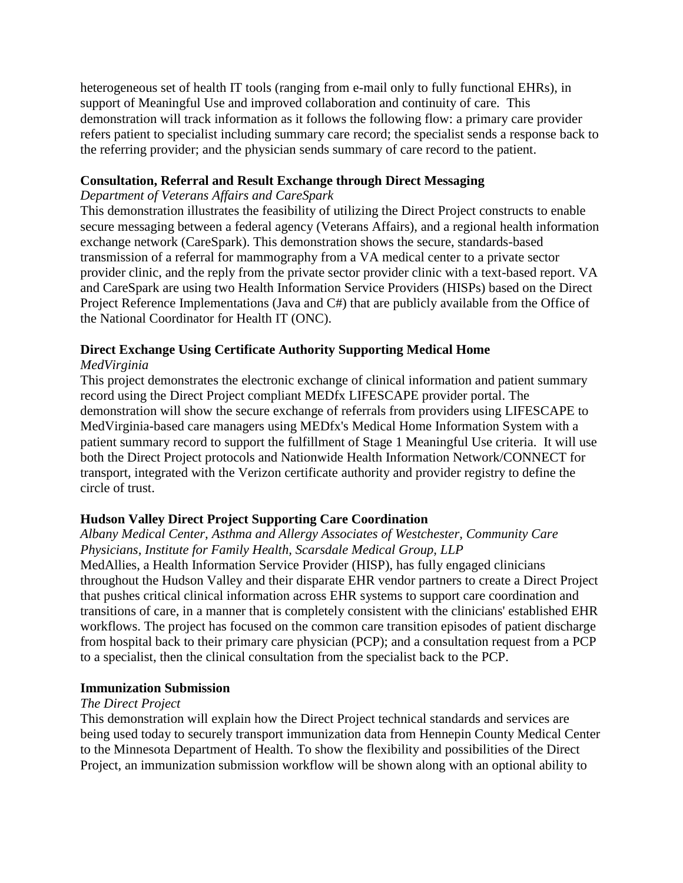heterogeneous set of health IT tools (ranging from e-mail only to fully functional EHRs), in support of Meaningful Use and improved collaboration and continuity of care. This demonstration will track information as it follows the following flow: a primary care provider refers patient to specialist including summary care record; the specialist sends a response back to the referring provider; and the physician sends summary of care record to the patient.

**Consultation, Referral and Result Exchange through Direct Messaging**

*Department of Veterans Affairs and CareSpark*

This demonstration illustrates the feasibility of utilizing the Direct Project constructs to enable secure messaging between a federal agency (Veterans Affairs), and a regional health information exchange network (CareSpark). This demonstration shows the secure, standards-based transmission of a referral for mammography from a VA medical center to a private sector provider clinic, and the reply from the private sector provider clinic with a text-based report. VA and CareSpark are using two Health Information Service Providers (HISPs) based on the Direct Project Reference Implementations (Java and C#) that are publicly available from the Office of the National Coordinator for Health IT (ONC).

**Direct Exchange Using Certificate Authority Supporting Medical Home**

*MedVirginia*

This project demonstrates the electronic exchange of clinical information and patient summary record using the Direct Project compliant MEDfx LIFESCAPE provider portal. The demonstration will show the secure exchange of referrals from providers using LIFESCAPE to MedVirginia-based care managers using MEDfx's Medical Home Information System with a patient summary record to support the fulfillment of Stage 1 Meaningful Use criteria. It will use both the Direct Project protocols and Nationwide Health Information Network/CONNECT for transport, integrated with the Verizon certificate authority and provider registry to define the circle of trust.

**Hudson Valley Direct Project Supporting Care Coordination**

*Albany Medical Center, Asthma and Allergy Associates of Westchester, Community Care Physicians, Institute for Family Health, Scarsdale Medical Group, LLP*

MedAllies, a Health Information Service Provider (HISP), has fully engaged clinicians throughout the Hudson Valley and their disparate EHR vendor partners to create a Direct Project that pushes critical clinical information across EHR systems to support care coordination and transitions of care, in a manner that is completely consistent with the clinicians' established EHR workflows. The project has focused on the common care transition episodes of patient discharge from hospital back to their primary care physician (PCP); and a consultation request from a PCP to a specialist, then the clinical consultation from the specialist back to the PCP.

**Immunization Submission**

*The Direct Project*

This demonstration will explain how the Direct Project technical standards and services are being used today to securely transport immunization data from Hennepin County Medical Center to the Minnesota Department of Health. To show the flexibility and possibilities of the Direct Project, an immunization submission workflow will be shown along with an optional ability to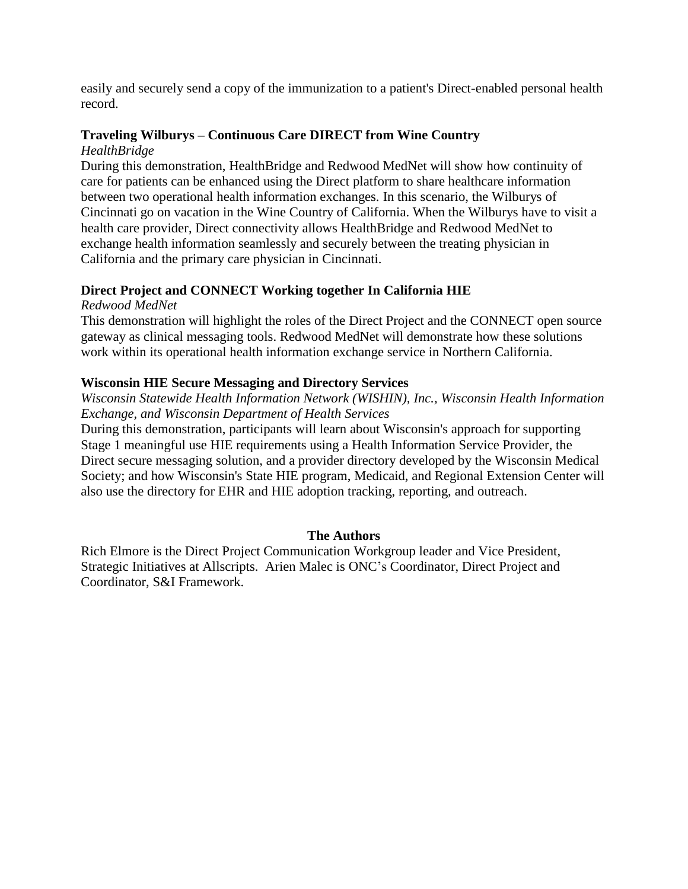easily and securely send a copy of the immunization to a patient's Direct-enabled personal health record.

**Traveling Wilburys – Continuous Care DIRECT from Wine Country**

*HealthBridge*

During this demonstration, HealthBridge and Redwood MedNet will show how continuity of care for patients can be enhanced using the Direct platform to share healthcare information between two operational health information exchanges. In this scenario, the Wilburys of Cincinnati go on vacation in the Wine Country of California. When the Wilburys have to visit a health care provider, Direct connectivity allows HealthBridge and Redwood MedNet to exchange health information seamlessly and securely between the treating physician in California and the primary care physician in Cincinnati.

**Direct Project and CONNECT Working together In California HIE**

*Redwood MedNet*

This demonstration will highlight the roles of the Direct Project and the CONNECT open source gateway as clinical messaging tools. Redwood MedNet will demonstrate how these solutions work within its operational health information exchange service in Northern California.

**Wisconsin HIE Secure Messaging and Directory Services**

*Wisconsin Statewide Health Information Network (WISHIN), Inc., Wisconsin Health Information Exchange, and Wisconsin Department of Health Services*

During this demonstration, participants will learn about Wisconsin's approach for supporting Stage 1 meaningful use HIE requirements using a Health Information Service Provider, the Direct secure messaging solution, and a provider directory developed by the Wisconsin Medical Society; and how Wisconsin's State HIE program, Medicaid, and Regional Extension Center will also use the directory for EHR and HIE adoption tracking, reporting, and outreach.

## The Authors

Rich Elmore is the Direct Project Communication Workgroup leader and Vice President, Strategic Initiatives at Allscripts. Arien Malec is ONC's Coordinator, Direct Project and Coordinator, S&I Framework.